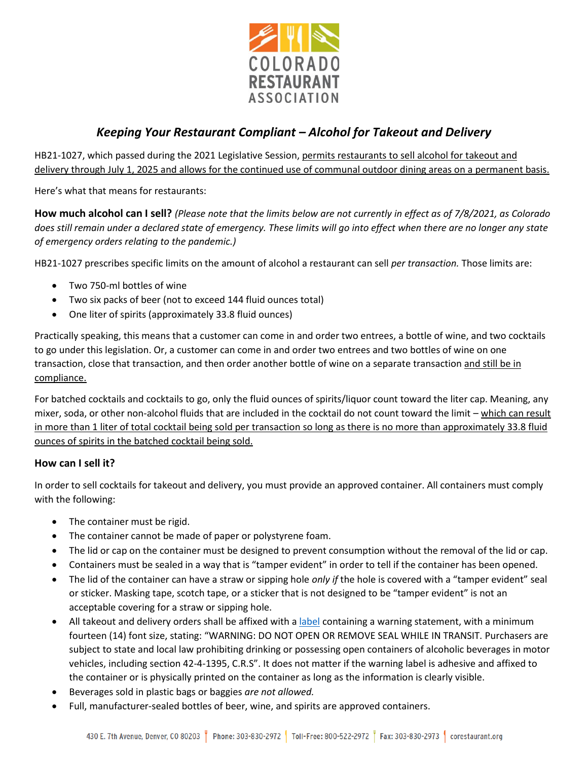# Keeping Your Restaurant Compliant – Alcohol for Takeout and Delivery

HB21-1027, which passed during the 2021 Legislative Session, permits restaurants to sell alcohol for takeout and delivery through July 1, 2025 and allows for the continued use of communal outdoor dining areas on a permanent basis.

Here's what that means for restaurants:

**How much alcohol can I sell?** *(Please note that the limits below are not currently in effect as of 7/8/2021, as Colorado does still remain under a declared state of emergency. These limits will go into effect when there are no longer any state of emergency orders relating to the pandemic.)*

HB21-1027 prescribes specific limits on the amount of alcohol a restaurant can sell *per transaction.* Those limits are:

- Two 750-ml bottles of wine
- Two six packs of beer (not to exceed 144 fluid ounces total)
- One liter of spirits (approximately 33.8 fluid ounces)

Practically speaking, this means that a customer can come in and order two entrees, a bottle of wine, and two cocktails to go under this legislation. Or, a customer can come in and order two entrees and two bottles of wine on one transaction, close that transaction, and then order another bottle of wine on a separate transaction and still be in compliance.

For batched cocktails and cocktails to go, only the fluid ounces of spirits/liquor count toward the liter cap. Meaning, any mixer, soda, or other non-alcohol fluids that are included in the cocktail do not count toward the limit – which can result in more than 1 liter of total cocktail being sold per transaction so long as there is no more than approximately 33.8 fluid ounces of spirits in the batched cocktail being sold.

### How can I sell it?

In order to sell cocktails for takeout and delivery, you must provide an approved container. All containers must comply with the following:

- The container must be rigid.
- The container cannot be made of paper or polystyrene foam.
- The lid or cap on the container must be designed to prevent consumption without the removal of the lid or cap.
- Containers must be sealed in a way that is "tamper evident" in order to tell if the container has been opened.
- The lid of the container can have a straw or sipping hole *only if* the hole is covered with a "tamper evident" seal or sticker. Masking tape, scotch tape, or a sticker that is not designed to be "tamper evident" is not an acceptable covering for a straw or sipping hole.
- All takeout and delivery orders shall be affixed with a label containing a warning statement, with a minimum fourteen (14) font size, stating: "WARNING: DO NOT OPEN OR REMOVE SEAL WHILE IN TRANSIT. Purchasers are subject to state and local law prohibiting drinking or possessing open containers of alcoholic beverages in motor vehicles, including section 42-4-1395, C.R.S". It does not matter if the warning label is adhesive and affixed to the container or is physically printed on the container as long as the information is clearly visible.
- Beverages sold in plastic bags or baggies *are not allowed.*
- Full, manufacturer-sealed bottles of beer, wine, and spirits are approved containers.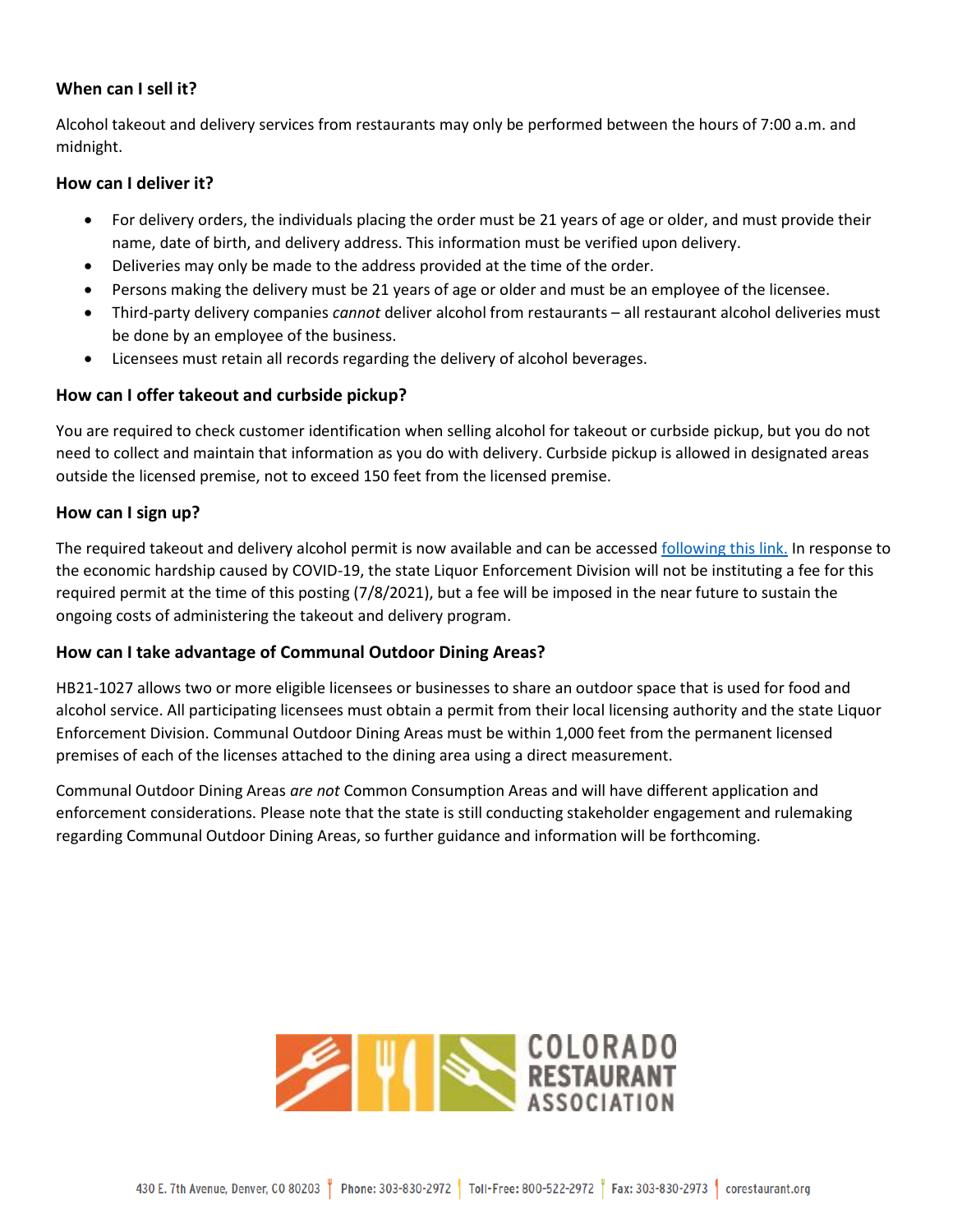### When can I sell it?

Alcohol takeout and delivery services from restaurants may only be performed between the hours of 7:00 a.m. and midnight.

### How can I deliver it?

- For delivery orders, the individuals placing the order must be 21 years of age or older, and must provide their name, date of birth, and delivery address. This information must be verified upon delivery.
- Deliveries may only be made to the address provided at the time of the order.
- Persons making the delivery must be 21 years of age or older and must be an employee of the licensee.
- Third-party delivery companies *cannot* deliver alcohol from restaurants – all restaurant alcohol deliveries must be done by an employee of the business.
- Licensees must retain all records regarding the delivery of alcohol beverages.

### How can I offer takeout and curbside pickup?

You are required to check customer identification when selling alcohol for takeout or curbside pickup, but you do not need to collect and maintain that information as you do with delivery. Curbside pickup is allowed in designated areas outside the licensed premise, not to exceed 150 feet from the licensed premise.

### How can I sign up?

The required takeout and delivery alcohol permit is now available and can be accessed following this link. In response to the economic hardship caused by COVID-19, the state Liquor Enforcement Division will not be instituting a fee for this required permit at the time of this posting (7/8/2021), but a fee will be imposed in the near future to sustain the ongoing costs of administering the takeout and delivery program.

### How can I take advantage of Communal Outdoor Dining Areas?

HB21-1027 allows two or more eligible licensees or businesses to share an outdoor space that is used for food and alcohol service. All participating licensees must obtain a permit from their local licensing authority and the state Liquor Enforcement Division. Communal Outdoor Dining Areas must be within 1,000 feet from the permanent licensed premises of each of the licenses attached to the dining area using a direct measurement.

Communal Outdoor Dining Areas *are not* Common Consumption Areas and will have different application and enforcement considerations. Please note that the state is still conducting stakeholder engagement and rulemaking regarding Communal Outdoor Dining Areas, so further guidance and information will be forthcoming.

COLORADO RESTAURANT ASSOCIATION

430 E. 7th Avenue, Denver, CO 80203 | Phone: 303-830-2972 | Toll-Free: 800-522-2972 | Fax: 303-830-2973 | corestaurant.org